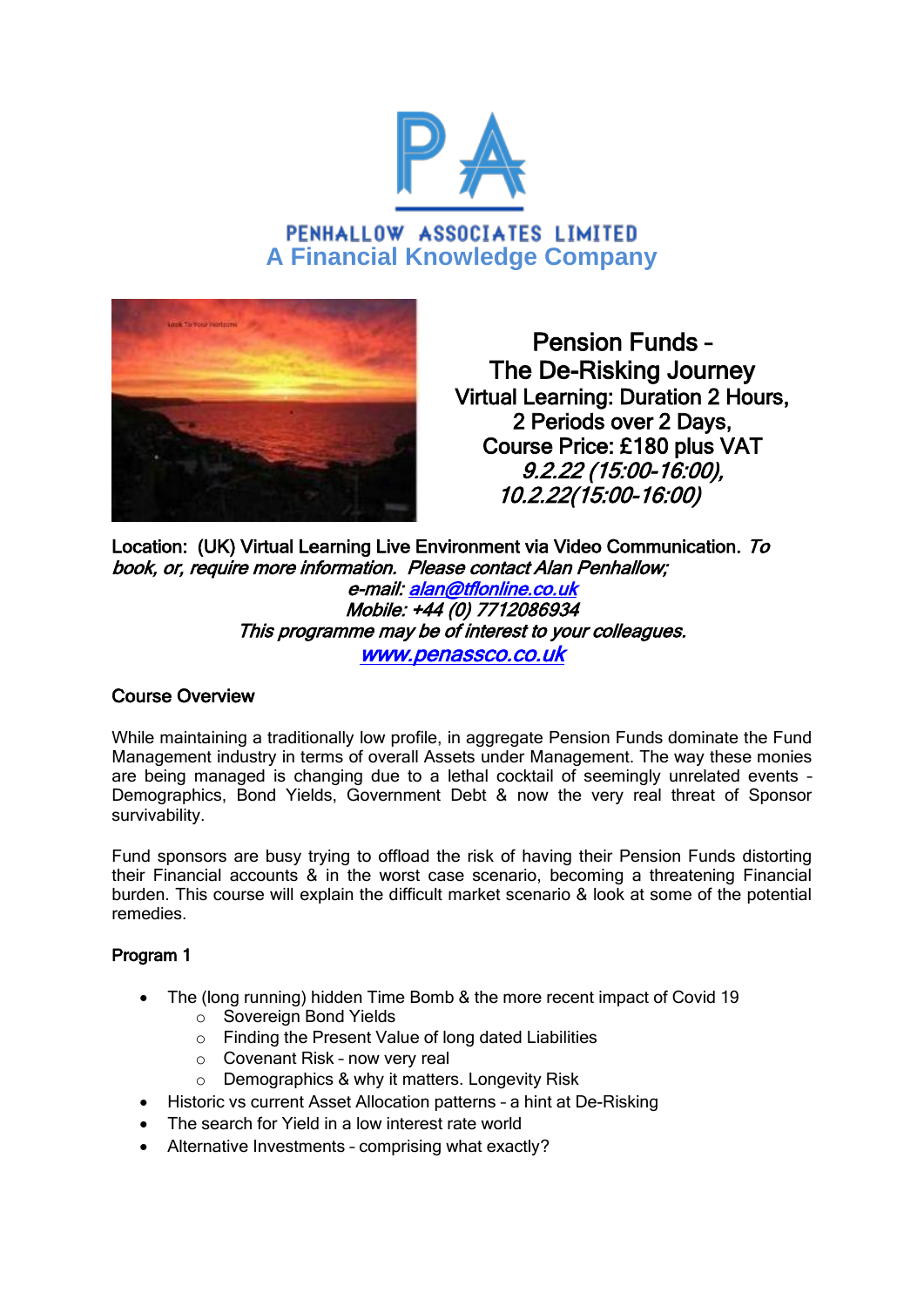# PENHALLOW ASSOCIATES LIMITED

## A Financial Knowledge Company

**Pension Funds –**
**The De-Risking Journey**
**Virtual Learning: Duration 2 Hours,**
**2 Periods over 2 Days,**
**Course Price: £180 plus VAT**
***9.2.22 (15:00-16:00),***
***10.2.22(15:00-16:00)***

**Location: (UK) Virtual Learning Live Environment via Video Communication.** ***To book, or, require more information. Please contact Alan Penhallow;***

***e-mail: alan@tfonline.co.uk***
***Mobile: +44 (0) 7712086934***
***This programme may be of interest to your colleagues.***
***www.penassco.co.uk***

### Course Overview

While maintaining a traditionally low profile, in aggregate Pension Funds dominate the Fund Management industry in terms of overall Assets under Management. The way these monies are being managed is changing due to a lethal cocktail of seemingly unrelated events – Demographics, Bond Yields, Government Debt & now the very real threat of Sponsor survivability.

Fund sponsors are busy trying to offload the risk of having their Pension Funds distorting their Financial accounts & in the worst case scenario, becoming a threatening Financial burden. This course will explain the difficult market scenario & look at some of the potential remedies.

### Program 1

- The (long running) hidden Time Bomb & the more recent impact of Covid 19
  - Sovereign Bond Yields
  - Finding the Present Value of long dated Liabilities
  - Covenant Risk – now very real
  - Demographics & why it matters. Longevity Risk
- Historic vs current Asset Allocation patterns – a hint at De-Risking
- The search for Yield in a low interest rate world
- Alternative Investments – comprising what exactly?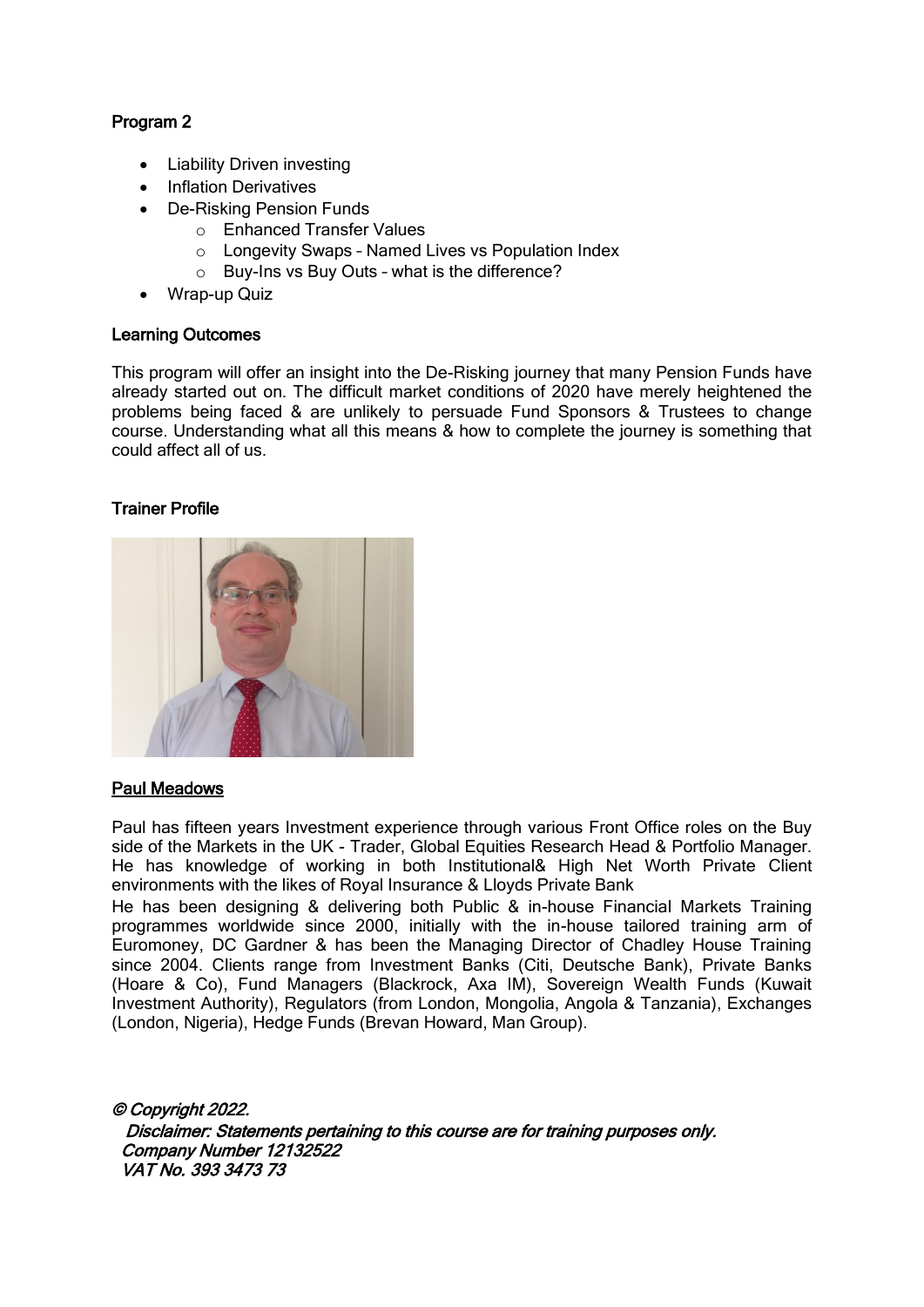## Program 2

- Liability Driven investing
- Inflation Derivatives
- De-Risking Pension Funds
  - Enhanced Transfer Values
  - Longevity Swaps – Named Lives vs Population Index
  - Buy-Ins vs Buy Outs – what is the difference?
- Wrap-up Quiz

## Learning Outcomes

This program will offer an insight into the De-Risking journey that many Pension Funds have already started out on. The difficult market conditions of 2020 have merely heightened the problems being faced & are unlikely to persuade Fund Sponsors & Trustees to change course. Understanding what all this means & how to complete the journey is something that could affect all of us.

## Trainer Profile

### Paul Meadows

Paul has fifteen years Investment experience through various Front Office roles on the Buy side of the Markets in the UK - Trader, Global Equities Research Head & Portfolio Manager. He has knowledge of working in both Institutional& High Net Worth Private Client environments with the likes of Royal Insurance & Lloyds Private Bank

He has been designing & delivering both Public & in-house Financial Markets Training programmes worldwide since 2000, initially with the in-house tailored training arm of Euromoney, DC Gardner & has been the Managing Director of Chadley House Training since 2004. Clients range from Investment Banks (Citi, Deutsche Bank), Private Banks (Hoare & Co), Fund Managers (Blackrock, Axa IM), Sovereign Wealth Funds (Kuwait Investment Authority), Regulators (from London, Mongolia, Angola & Tanzania), Exchanges (London, Nigeria), Hedge Funds (Brevan Howard, Man Group).

*© Copyright 2022.*
*Disclaimer: Statements pertaining to this course are for training purposes only.*
*Company Number 12132522*
*VAT No. 393 3473 73*